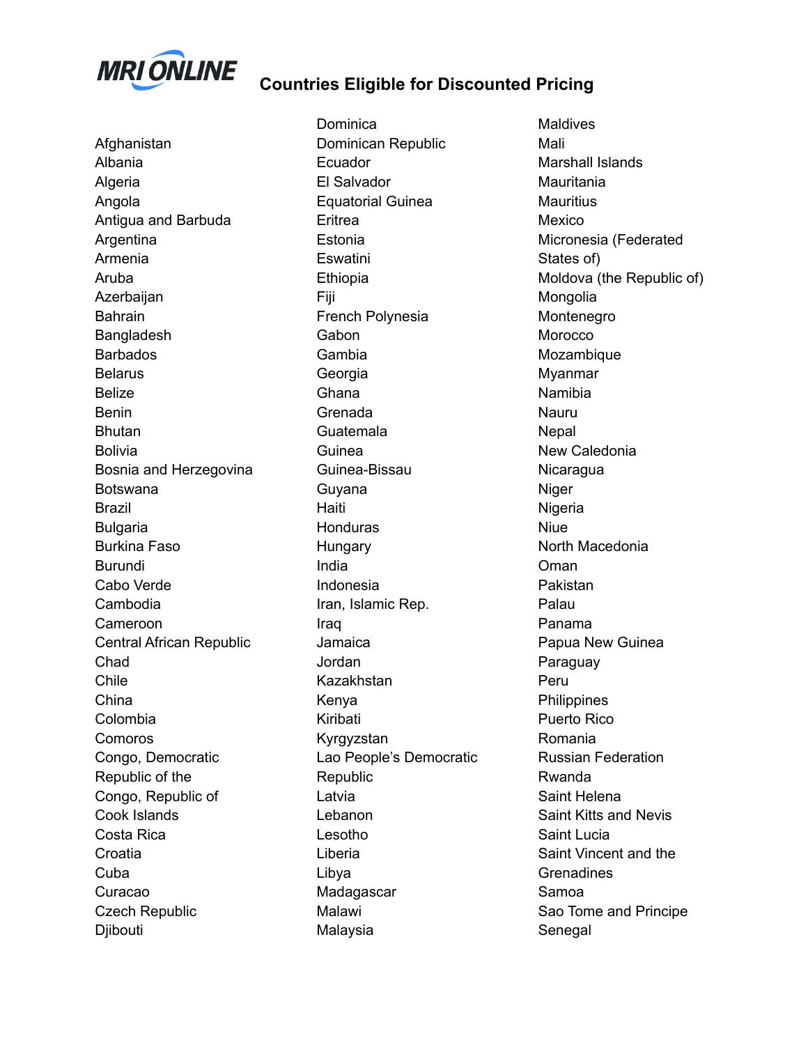MRI ONLINE

# Countries Eligible for Discounted Pricing

- Afghanistan
- Albania
- Algeria
- Angola
- Antigua and Barbuda
- Argentina
- Armenia
- Aruba
- Azerbaijan
- Bahrain
- Bangladesh
- Barbados
- Belarus
- Belize
- Benin
- Bhutan
- Bolivia
- Bosnia and Herzegovina
- Botswana
- Brazil
- Bulgaria
- Burkina Faso
- Burundi
- Cabo Verde
- Cambodia
- Cameroon
- Central African Republic
- Chad
- Chile
- China
- Colombia
- Comoros
- Congo, Democratic Republic of the
- Congo, Republic of
- Cook Islands
- Costa Rica
- Croatia
- Cuba
- Curacao
- Czech Republic
- Djibouti
- Dominica
- Dominican Republic
- Ecuador
- El Salvador
- Equatorial Guinea
- Eritrea
- Estonia
- Eswatini
- Ethiopia
- Fiji
- French Polynesia
- Gabon
- Gambia
- Georgia
- Ghana
- Grenada
- Guatemala
- Guinea
- Guinea-Bissau
- Guyana
- Haiti
- Honduras
- Hungary
- India
- Indonesia
- Iran, Islamic Rep.
- Iraq
- Jamaica
- Jordan
- Kazakhstan
- Kenya
- Kiribati
- Kyrgyzstan
- Lao People's Democratic Republic
- Latvia
- Lebanon
- Lesotho
- Liberia
- Libya
- Madagascar
- Malawi
- Malaysia
- Maldives
- Mali
- Marshall Islands
- Mauritania
- Mauritius
- Mexico
- Micronesia (Federated States of)
- Moldova (the Republic of)
- Mongolia
- Montenegro
- Morocco
- Mozambique
- Myanmar
- Namibia
- Nauru
- Nepal
- New Caledonia
- Nicaragua
- Niger
- Nigeria
- Niue
- North Macedonia
- Oman
- Pakistan
- Palau
- Panama
- Papua New Guinea
- Paraguay
- Peru
- Philippines
- Puerto Rico
- Romania
- Russian Federation
- Rwanda
- Saint Helena
- Saint Kitts and Nevis
- Saint Lucia
- Saint Vincent and the Grenadines
- Samoa
- Sao Tome and Principe
- Senegal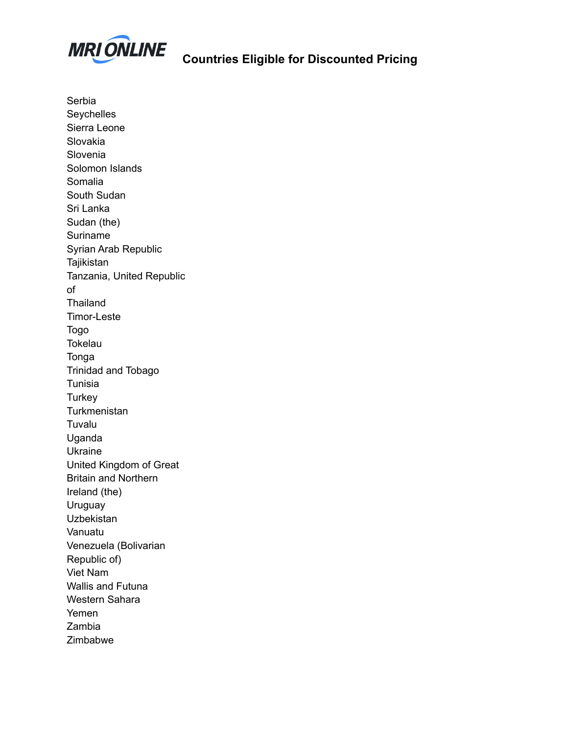Serbia
Seychelles
Sierra Leone
Slovakia
Slovenia
Solomon Islands
Somalia
South Sudan
Sri Lanka
Sudan (the)
Suriname
Syrian Arab Republic
Tajikistan
Tanzania, United Republic of
Thailand
Timor-Leste
Togo
Tokelau
Tonga
Trinidad and Tobago
Tunisia
Turkey
Turkmenistan
Tuvalu
Uganda
Ukraine
United Kingdom of Great Britain and Northern Ireland (the)
Uruguay
Uzbekistan
Vanuatu
Venezuela (Bolivarian Republic of)
Viet Nam
Wallis and Futuna
Western Sahara
Yemen
Zambia
Zimbabwe